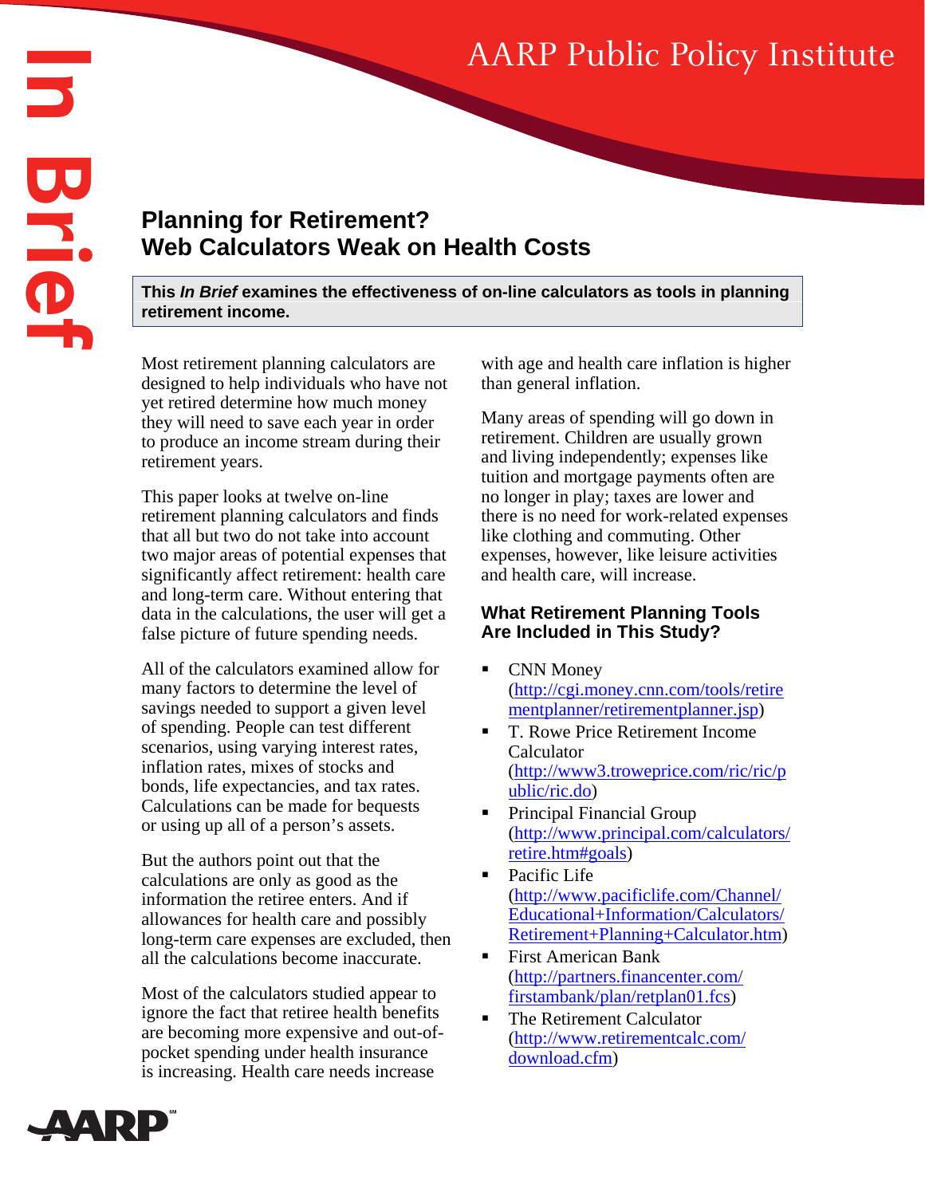AARP Public Policy Institute

In Brief

# Planning for Retirement? Web Calculators Weak on Health Costs

**This *In Brief* examines the effectiveness of on-line calculators as tools in planning retirement income.**

Most retirement planning calculators are designed to help individuals who have not yet retired determine how much money they will need to save each year in order to produce an income stream during their retirement years.

This paper looks at twelve on-line retirement planning calculators and finds that all but two do not take into account two major areas of potential expenses that significantly affect retirement: health care and long-term care. Without entering that data in the calculations, the user will get a false picture of future spending needs.

All of the calculators examined allow for many factors to determine the level of savings needed to support a given level of spending. People can test different scenarios, using varying interest rates, inflation rates, mixes of stocks and bonds, life expectancies, and tax rates. Calculations can be made for bequests or using up all of a person's assets.

But the authors point out that the calculations are only as good as the information the retiree enters. And if allowances for health care and possibly long-term care expenses are excluded, then all the calculations become inaccurate.

Most of the calculators studied appear to ignore the fact that retiree health benefits are becoming more expensive and out-of-pocket spending under health insurance is increasing. Health care needs increase with age and health care inflation is higher than general inflation.

Many areas of spending will go down in retirement. Children are usually grown and living independently; expenses like tuition and mortgage payments often are no longer in play; taxes are lower and there is no need for work-related expenses like clothing and commuting. Other expenses, however, like leisure activities and health care, will increase.

## What Retirement Planning Tools Are Included in This Study?

- CNN Money (http://cgi.money.cnn.com/tools/retirementplanner/retirementplanner.jsp)
- T. Rowe Price Retirement Income Calculator (http://www3.troweprice.com/ric/ric/public/ric.do)
- Principal Financial Group (http://www.principal.com/calculators/retire.htm#goals)
- Pacific Life (http://www.pacificlife.com/Channel/Educational+Information/Calculators/Retirement+Planning+Calculator.htm)
- First American Bank (http://partners.financenter.com/firstambank/plan/retplan01.fcs)
- The Retirement Calculator (http://www.retirementcalc.com/download.cfm)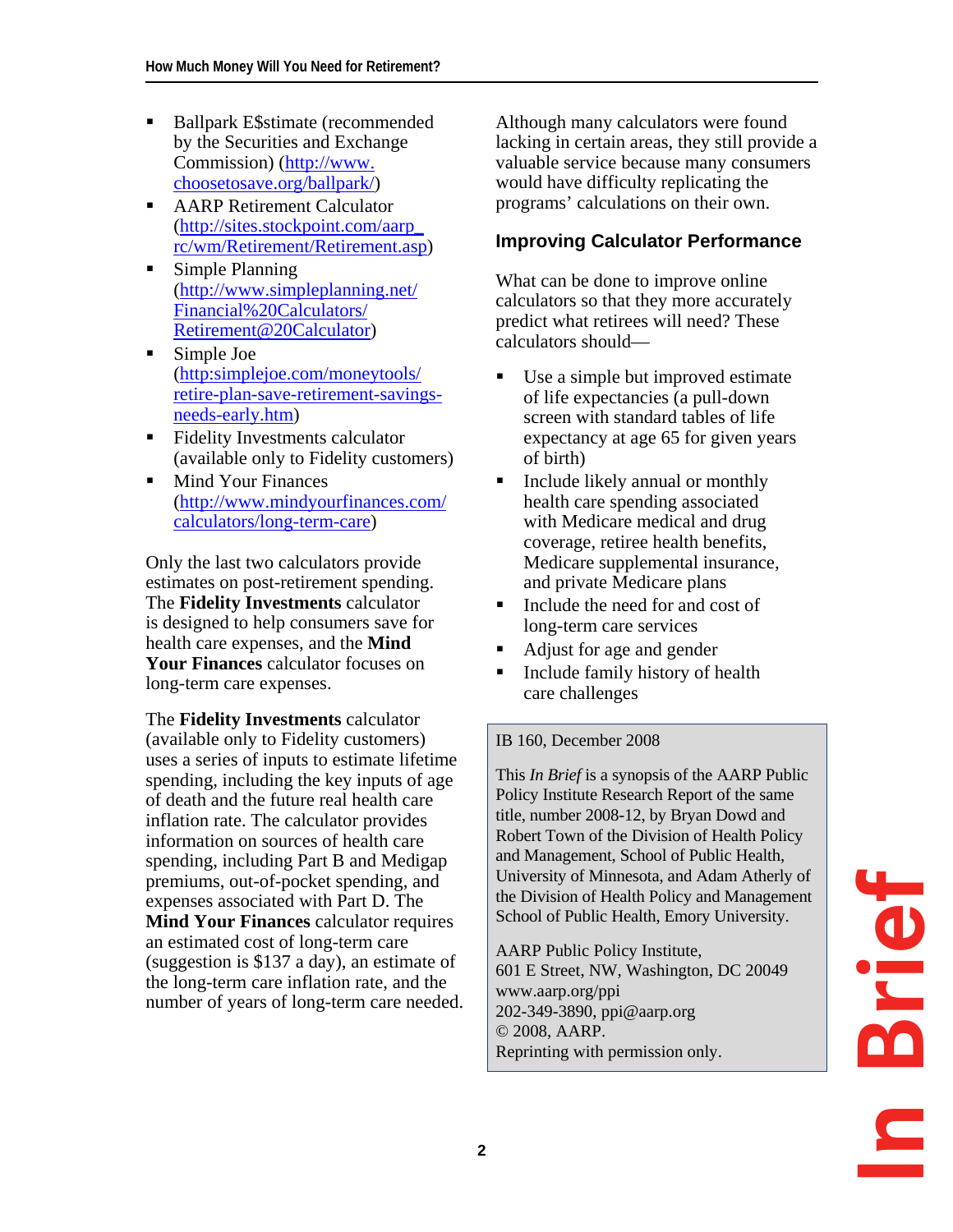- Ballpark E$stimate (recommended by the Securities and Exchange Commission) (http://www.choosetosave.org/ballpark/)
- AARP Retirement Calculator (http://sites.stockpoint.com/aarp_rc/wm/Retirement/Retirement.asp)
- Simple Planning (http://www.simpleplanning.net/Financial%20Calculators/Retirement@20Calculator)
- Simple Joe (http:simplejoe.com/moneytools/retire-plan-save-retirement-savings-needs-early.htm)
- Fidelity Investments calculator (available only to Fidelity customers)
- Mind Your Finances (http://www.mindyourfinances.com/calculators/long-term-care)

Only the last two calculators provide estimates on post-retirement spending. The **Fidelity Investments** calculator is designed to help consumers save for health care expenses, and the **Mind Your Finances** calculator focuses on long-term care expenses.

The **Fidelity Investments** calculator (available only to Fidelity customers) uses a series of inputs to estimate lifetime spending, including the key inputs of age of death and the future real health care inflation rate. The calculator provides information on sources of health care spending, including Part B and Medigap premiums, out-of-pocket spending, and expenses associated with Part D. The **Mind Your Finances** calculator requires an estimated cost of long-term care (suggestion is $137 a day), an estimate of the long-term care inflation rate, and the number of years of long-term care needed.

Although many calculators were found lacking in certain areas, they still provide a valuable service because many consumers would have difficulty replicating the programs' calculations on their own.

## Improving Calculator Performance

What can be done to improve online calculators so that they more accurately predict what retirees will need? These calculators should—

- Use a simple but improved estimate of life expectancies (a pull-down screen with standard tables of life expectancy at age 65 for given years of birth)
- Include likely annual or monthly health care spending associated with Medicare medical and drug coverage, retiree health benefits, Medicare supplemental insurance, and private Medicare plans
- Include the need for and cost of long-term care services
- Adjust for age and gender
- Include family history of health care challenges

IB 160, December 2008

This *In Brief* is a synopsis of the AARP Public Policy Institute Research Report of the same title, number 2008-12, by Bryan Dowd and Robert Town of the Division of Health Policy and Management, School of Public Health, University of Minnesota, and Adam Atherly of the Division of Health Policy and Management School of Public Health, Emory University.

AARP Public Policy Institute,
601 E Street, NW, Washington, DC 20049
www.aarp.org/ppi
202-349-3890, ppi@aarp.org
© 2008, AARP.
Reprinting with permission only.

In Brief